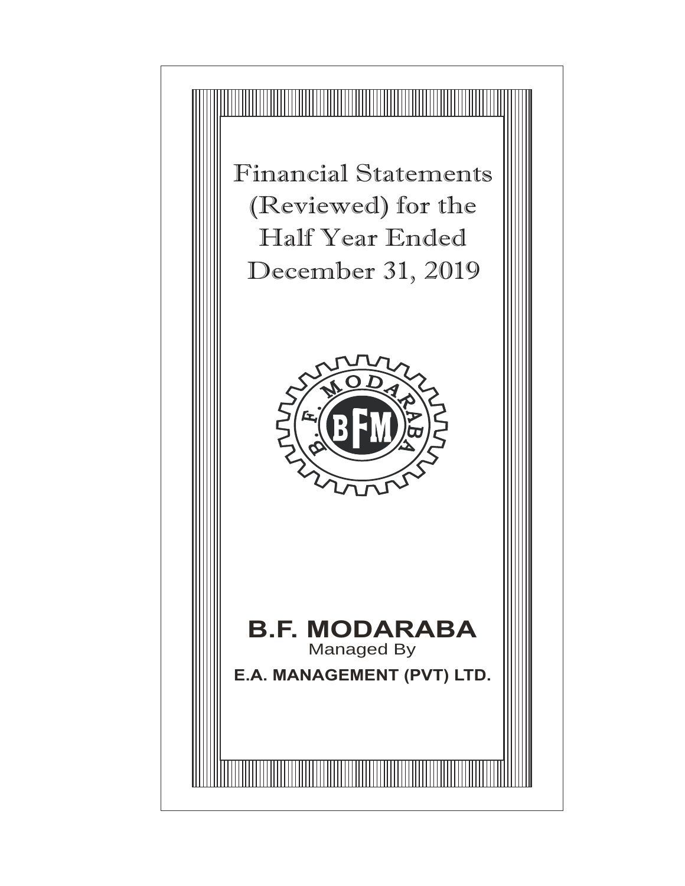# Financial Statements (Reviewed) for the Half Year Ended December 31, 2019

## B.F. MODARABA

Managed By

**E.A. MANAGEMENT (PVT) LTD.**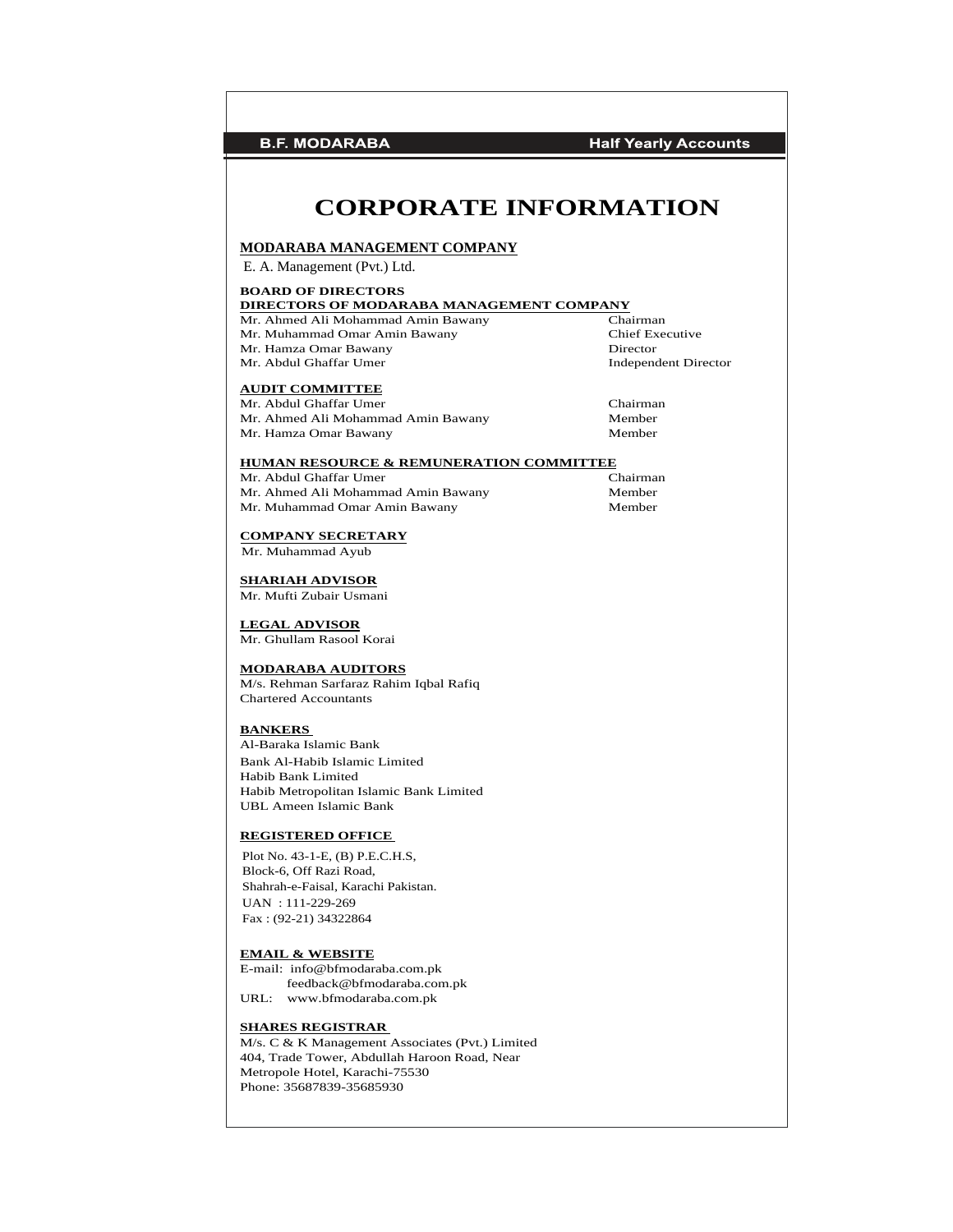# CORPORATE INFORMATION

**MODARABA MANAGEMENT COMPANY**

E. A. Management (Pvt.) Ltd.

**BOARD OF DIRECTORS**

**DIRECTORS OF MODARABA MANAGEMENT COMPANY**

| Name | Designation |
|---|---|
| Mr. Ahmed Ali Mohammad Amin Bawany | Chairman |
| Mr. Muhammad Omar Amin Bawany | Chief Executive |
| Mr. Hamza Omar Bawany | Director |
| Mr. Abdul Ghaffar Umer | Independent Director |

**AUDIT COMMITTEE**

| Name | Designation |
|---|---|
| Mr. Abdul Ghaffar Umer | Chairman |
| Mr. Ahmed Ali Mohammad Amin Bawany | Member |
| Mr. Hamza Omar Bawany | Member |

**HUMAN RESOURCE & REMUNERATION COMMITTEE**

| Name | Designation |
|---|---|
| Mr. Abdul Ghaffar Umer | Chairman |
| Mr. Ahmed Ali Mohammad Amin Bawany | Member |
| Mr. Muhammad Omar Amin Bawany | Member |

**COMPANY SECRETARY**

Mr. Muhammad Ayub

**SHARIAH ADVISOR**

Mr. Mufti Zubair Usmani

**LEGAL ADVISOR**

Mr. Ghullam Rasool Korai

**MODARABA AUDITORS**

M/s. Rehman Sarfaraz Rahim Iqbal Rafiq
Chartered Accountants

**BANKERS**

Al-Baraka Islamic Bank
Bank Al-Habib Islamic Limited
Habib Bank Limited
Habib Metropolitan Islamic Bank Limited
UBL Ameen Islamic Bank

**REGISTERED OFFICE**

Plot No. 43-1-E, (B) P.E.C.H.S,
Block-6, Off Razi Road,
Shahrah-e-Faisal, Karachi Pakistan.
UAN : 111-229-269
Fax : (92-21) 34322864

**EMAIL & WEBSITE**

E-mail: info@bfmodaraba.com.pk
feedback@bfmodaraba.com.pk
URL: www.bfmodaraba.com.pk

**SHARES REGISTRAR**

M/s. C & K Management Associates (Pvt.) Limited
404, Trade Tower, Abdullah Haroon Road, Near
Metropole Hotel, Karachi-75530
Phone: 35687839-35685930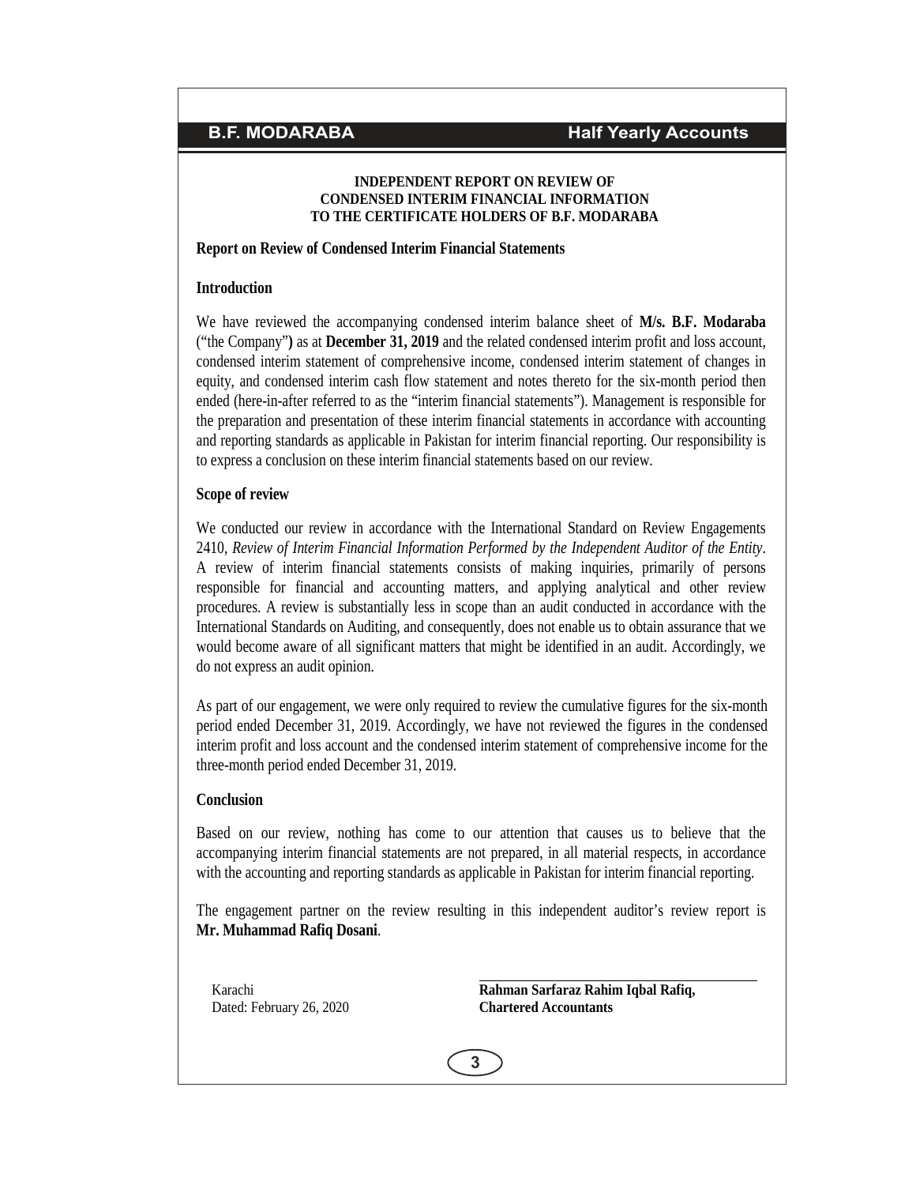**INDEPENDENT REPORT ON REVIEW OF**
**CONDENSED INTERIM FINANCIAL INFORMATION**
**TO THE CERTIFICATE HOLDERS OF B.F. MODARABA**

## Report on Review of Condensed Interim Financial Statements

### Introduction

We have reviewed the accompanying condensed interim balance sheet of **M/s. B.F. Modaraba** ("the Company"**)** as at **December 31, 2019** and the related condensed interim profit and loss account, condensed interim statement of comprehensive income, condensed interim statement of changes in equity, and condensed interim cash flow statement and notes thereto for the six-month period then ended (here-in-after referred to as the "interim financial statements"). Management is responsible for the preparation and presentation of these interim financial statements in accordance with accounting and reporting standards as applicable in Pakistan for interim financial reporting. Our responsibility is to express a conclusion on these interim financial statements based on our review.

### Scope of review

We conducted our review in accordance with the International Standard on Review Engagements 2410, *Review of Interim Financial Information Performed by the Independent Auditor of the Entity*. A review of interim financial statements consists of making inquiries, primarily of persons responsible for financial and accounting matters, and applying analytical and other review procedures. A review is substantially less in scope than an audit conducted in accordance with the International Standards on Auditing, and consequently, does not enable us to obtain assurance that we would become aware of all significant matters that might be identified in an audit. Accordingly, we do not express an audit opinion.

As part of our engagement, we were only required to review the cumulative figures for the six-month period ended December 31, 2019. Accordingly, we have not reviewed the figures in the condensed interim profit and loss account and the condensed interim statement of comprehensive income for the three-month period ended December 31, 2019.

### Conclusion

Based on our review, nothing has come to our attention that causes us to believe that the accompanying interim financial statements are not prepared, in all material respects, in accordance with the accounting and reporting standards as applicable in Pakistan for interim financial reporting.

The engagement partner on the review resulting in this independent auditor's review report is **Mr. Muhammad Rafiq Dosani**.

Karachi
Dated: February 26, 2020

**Rahman Sarfaraz Rahim Iqbal Rafiq,**
**Chartered Accountants**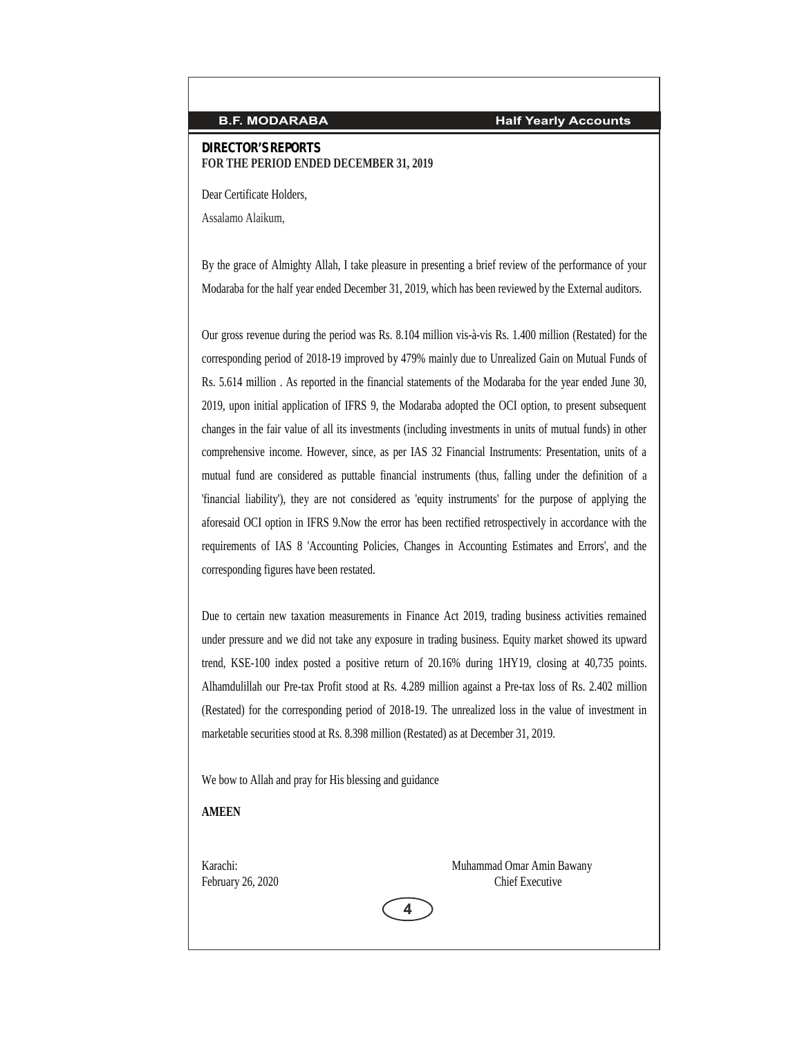## DIRECTOR'S REPORTS
**FOR THE PERIOD ENDED DECEMBER 31, 2019**

Dear Certificate Holders,

Assalamo Alaikum,

By the grace of Almighty Allah, I take pleasure in presenting a brief review of the performance of your Modaraba for the half year ended December 31, 2019, which has been reviewed by the External auditors.

Our gross revenue during the period was Rs. 8.104 million vis-à-vis Rs. 1.400 million (Restated) for the corresponding period of 2018-19 improved by 479% mainly due to Unrealized Gain on Mutual Funds of Rs. 5.614 million . As reported in the financial statements of the Modaraba for the year ended June 30, 2019, upon initial application of IFRS 9, the Modaraba adopted the OCI option, to present subsequent changes in the fair value of all its investments (including investments in units of mutual funds) in other comprehensive income. However, since, as per IAS 32 Financial Instruments: Presentation, units of a mutual fund are considered as puttable financial instruments (thus, falling under the definition of a 'financial liability'), they are not considered as 'equity instruments' for the purpose of applying the aforesaid OCI option in IFRS 9.Now the error has been rectified retrospectively in accordance with the requirements of IAS 8 'Accounting Policies, Changes in Accounting Estimates and Errors', and the corresponding figures have been restated.

Due to certain new taxation measurements in Finance Act 2019, trading business activities remained under pressure and we did not take any exposure in trading business. Equity market showed its upward trend, KSE-100 index posted a positive return of 20.16% during 1HY19, closing at 40,735 points. Alhamdulillah our Pre-tax Profit stood at Rs. 4.289 million against a Pre-tax loss of Rs. 2.402 million (Restated) for the corresponding period of 2018-19. The unrealized loss in the value of investment in marketable securities stood at Rs. 8.398 million (Restated) as at December 31, 2019.

We bow to Allah and pray for His blessing and guidance

**AMEEN**

Karachi:
February 26, 2020

Muhammad Omar Amin Bawany
Chief Executive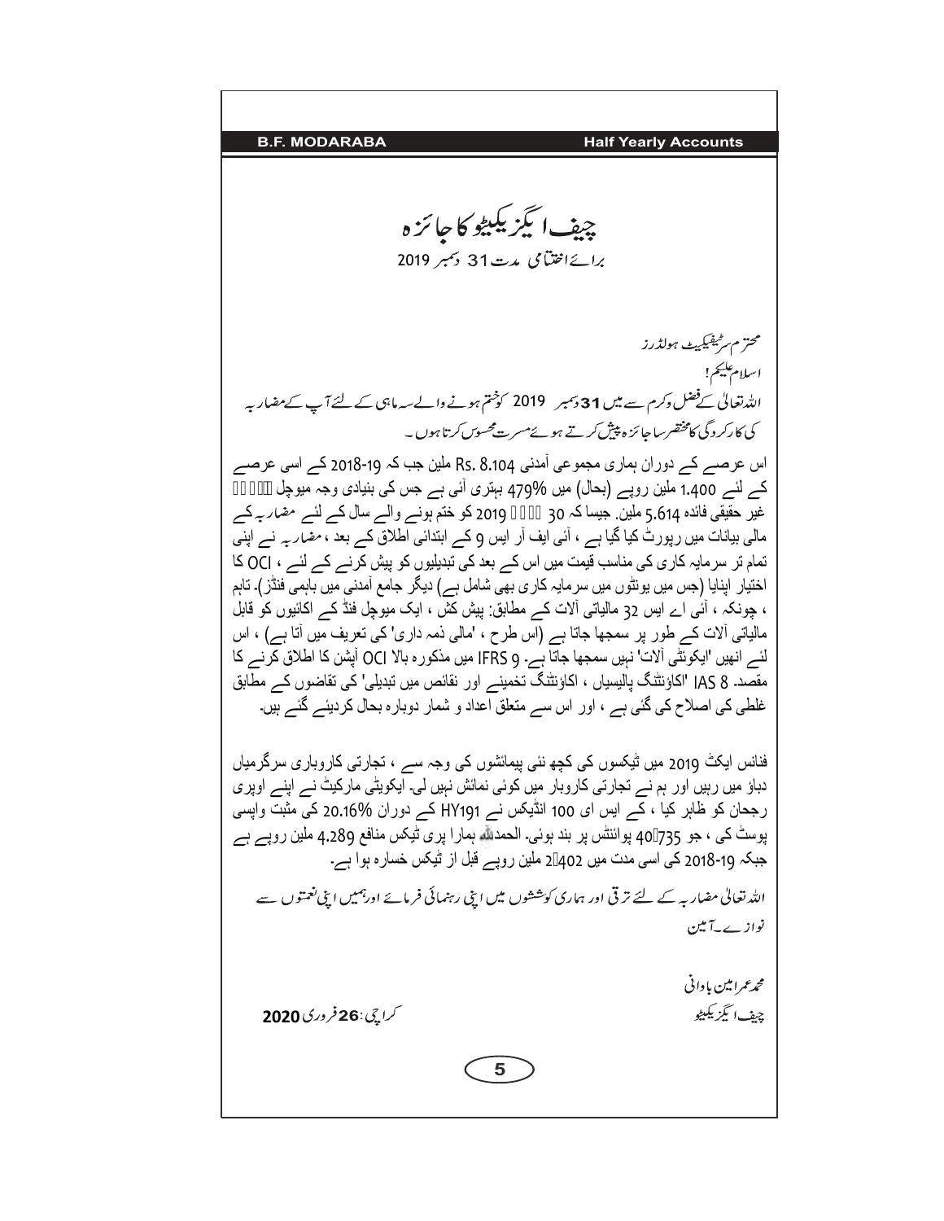# چیف ایگزیکیٹو کا جائزہ

برائے اختتامی مدت 31 دسمبر 2019

محترم سرٹیفیکیٹ ہولڈرز

اسلام علیکم!

اللہ تعالیٰ کے فضل وکرم سے میں **31** دسمبر 2019 کو ختم ہونے والے سہ ماہی کے لئے آپ کے مضاربہ کی کارکردگی کا مختصر سا جائزہ پیش کرتے ہوئے مسرت محسوس کرتا ہوں۔

اس عرصے کے دوران ہماری مجموعی آمدنی Rs. 8.104 ملین جب کہ 19-2018 کے اسی عرصے کے لئے 1.400 ملین روپے (بحال) میں 479% بہتری آئی ہے جس کی بنیادی وجہ میوچل فنڈ پر غیر حقیقی فائدہ 5.614 ملین. جیسا کہ 30 جون 2019 کو ختم ہونے والے سال کے لئے مضاربہ کے مالی بیانات میں رپورٹ کیا گیا ہے ، آئی ایف آر ایس 9 کے ابتدائی اطلاق کے بعد ، مضاربہ نے اپنی تمام تر سرمایہ کاری کی مناسب قیمت میں اس کے بعد کی تبدیلیوں کو پیش کرنے کے لئے ، OCI کا اختیار اپنایا (جس میں یونٹوں میں سرمایہ کاری بھی شامل ہے) دیگر جامع آمدنی میں باہمی فنڈز). تاہم ، چونکہ ، آئی اے ایس 32 مالیاتی آلات کے مطابق: پیش کش ، ایک میوچل فنڈ کے اکائیوں کو قابل مالیاتی آلات کے طور پر سمجھا جاتا ہے (اس طرح ، 'مالی ذمہ داری' کی تعریف میں آتا ہے) ، اس لئے انہیں 'ایکوئٹی آلات' نہیں سمجھا جاتا ہے۔ IFRS 9 میں مذکورہ بالا OCI آپشن کا اطلاق کرنے کا مقصد. IAS 8 'اکاؤنٹنگ پالیسیاں ، اکاؤنٹنگ تخمینے اور نقائص میں تبدیلی' کی تقاضوں کے مطابق غلطی کی اصلاح کی گئی ہے ، اور اس سے متعلق اعداد و شمار دوبارہ بحال کردیئے گئے ہیں۔

فنانس ایکٹ 2019 میں ٹیکسوں کی کچھ نئی پیمائشوں کی وجہ سے ، تجارتی کاروباری سرگرمیاں دباؤ میں رہیں اور ہم نے تجارتی کاروبار میں کوئی نمائش نہیں لی۔ ایکویٹی مارکیٹ نے اپنے اوپری رجحان کو ظاہر کیا ، کے ایس ای 100 انڈیکس نے HY191 کے دوران 20.16% کی مثبت واپسی پوسٹ کی ، جو 40،735 پوائنٹس پر بند ہوئی۔ الحمدللہ ہمارا پری ٹیکس منافع 4.289 ملین روپے ہے جبکہ 19-2018 کی اسی مدت میں 2،402 ملین روپے قبل از ٹیکس خسارہ ہوا ہے۔

اللہ تعالیٰ مضاربہ کے لئے ترقی اور ہماری کوششوں میں اپنی رہنمائی فرمائے اور ہمیں اپنی نعمتوں سے نوازے۔آمین

محمد عمر امین باوانی

چیف ایگزیکیٹو

کراچی: **26** فروری **2020**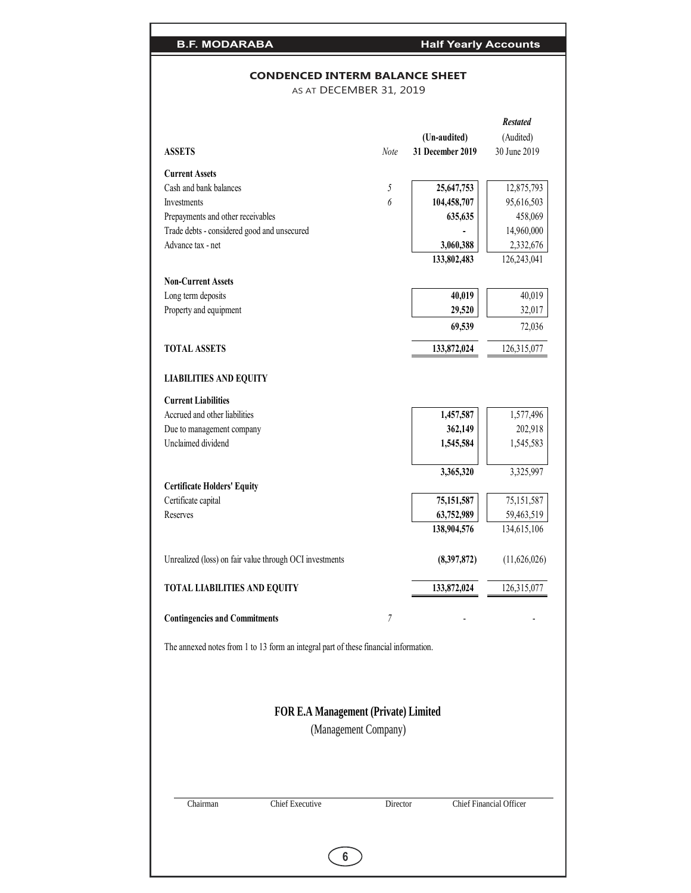## CONDENCED INTERM BALANCE SHEET

AS AT DECEMBER 31, 2019

| ASSETS | Note | (Un-audited) 31 December 2019 | *Restated* (Audited) 30 June 2019 |
|---|---|---|---|
| **Current Assets** | | | |
| Cash and bank balances | *5* | **25,647,753** | 12,875,793 |
| Investments | *6* | **104,458,707** | 95,616,503 |
| Prepayments and other receivables | | **635,635** | 458,069 |
| Trade debts - considered good and unsecured | | **-** | 14,960,000 |
| Advance tax - net | | **3,060,388** | 2,332,676 |
| | | **133,802,483** | 126,243,041 |
| **Non-Current Assets** | | | |
| Long term deposits | | **40,019** | 40,019 |
| Property and equipment | | **29,520** | 32,017 |
| | | **69,539** | 72,036 |
| **TOTAL ASSETS** | | **133,872,024** | 126,315,077 |
| **LIABILITIES AND EQUITY** | | | |
| **Current Liabilities** | | | |
| Accrued and other liabilities | | **1,457,587** | 1,577,496 |
| Due to management company | | **362,149** | 202,918 |
| Unclaimed dividend | | **1,545,584** | 1,545,583 |
| | | **3,365,320** | 3,325,997 |
| **Certificate Holders' Equity** | | | |
| Certificate capital | | **75,151,587** | 75,151,587 |
| Reserves | | **63,752,989** | 59,463,519 |
| | | **138,904,576** | 134,615,106 |
| Unrealized (loss) on fair value through OCI investments | | **(8,397,872)** | (11,626,026) |
| **TOTAL LIABILITIES AND EQUITY** | | **133,872,024** | 126,315,077 |
| **Contingencies and Commitments** | *7* | - | - |

The annexed notes from 1 to 13 form an integral part of these financial information.

**FOR E.A Management (Private) Limited**

(Management Company)

Chairman | Chief Executive | Director | Chief Financial Officer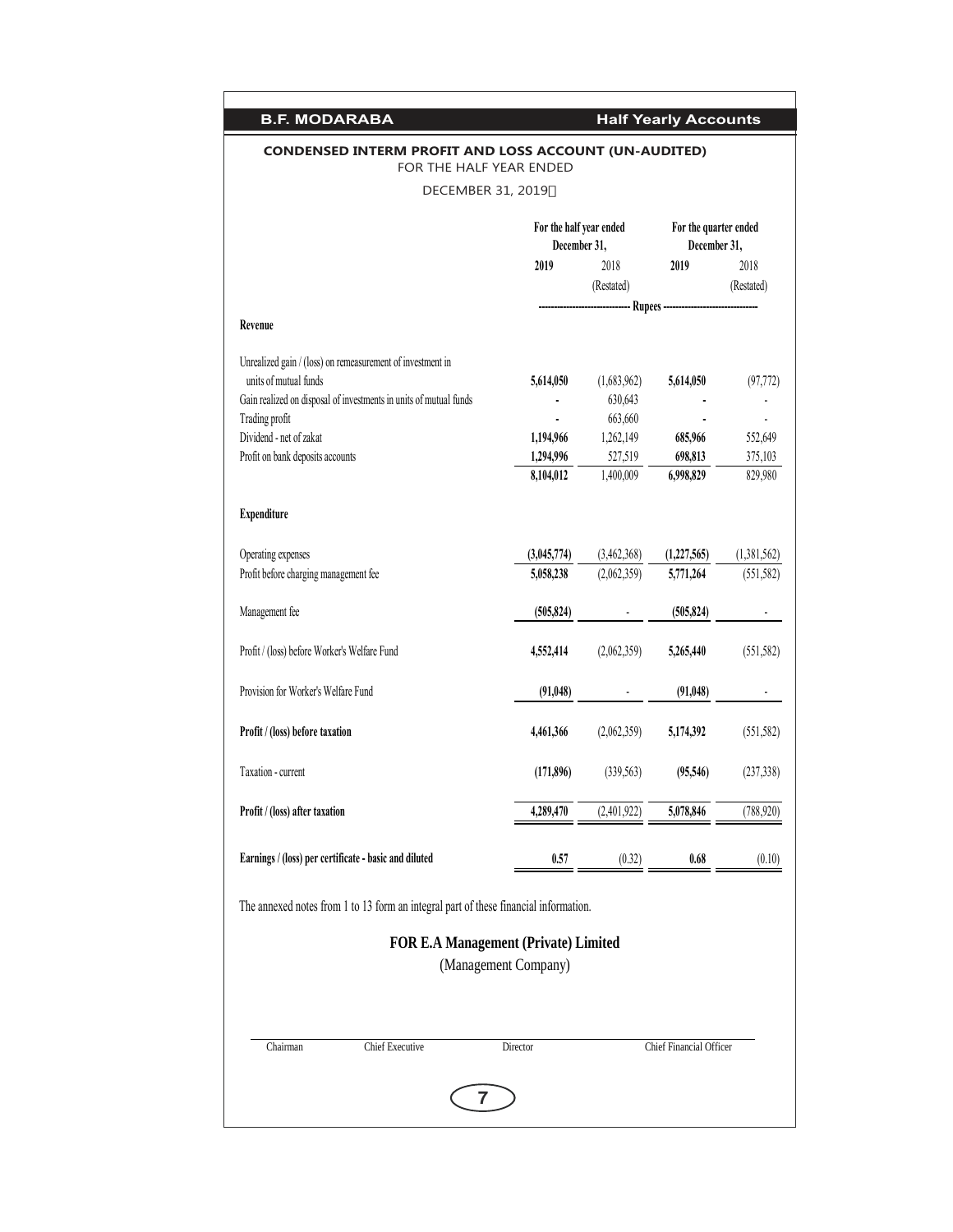## CONDENSED INTERM PROFIT AND LOSS ACCOUNT (UN-AUDITED)

FOR THE HALF YEAR ENDED

DECEMBER 31, 2019

| | For the half year ended December 31, | | For the quarter ended December 31, | |
|---|---|---|---|---|
| | **2019** | 2018 (Restated) | **2019** | 2018 (Restated) |
| | ------ Rupees ------ | | | |
| **Revenue** | | | | |
| Unrealized gain / (loss) on remeasurement of investment in units of mutual funds | **5,614,050** | (1,683,962) | **5,614,050** | (97,772) |
| Gain realized on disposal of investments in units of mutual funds | **-** | 630,643 | **-** | - |
| Trading profit | **-** | 663,660 | **-** | - |
| Dividend - net of zakat | **1,194,966** | 1,262,149 | **685,966** | 552,649 |
| Profit on bank deposits accounts | **1,294,996** | 527,519 | **698,813** | 375,103 |
| | **8,104,012** | 1,400,009 | **6,998,829** | 829,980 |
| **Expenditure** | | | | |
| Operating expenses | **(3,045,774)** | (3,462,368) | **(1,227,565)** | (1,381,562) |
| Profit before charging management fee | **5,058,238** | (2,062,359) | **5,771,264** | (551,582) |
| Management fee | **(505,824)** | - | **(505,824)** | - |
| Profit / (loss) before Worker's Welfare Fund | **4,552,414** | (2,062,359) | **5,265,440** | (551,582) |
| Provision for Worker's Welfare Fund | **(91,048)** | - | **(91,048)** | - |
| **Profit / (loss) before taxation** | **4,461,366** | (2,062,359) | **5,174,392** | (551,582) |
| Taxation - current | **(171,896)** | (339,563) | **(95,546)** | (237,338) |
| **Profit / (loss) after taxation** | **4,289,470** | (2,401,922) | **5,078,846** | (788,920) |
| **Earnings / (loss) per certificate - basic and diluted** | **0.57** | (0.32) | **0.68** | (0.10) |

The annexed notes from 1 to 13 form an integral part of these financial information.

**FOR E.A Management (Private) Limited**

(Management Company)

Chairman | Chief Executive | Director | Chief Financial Officer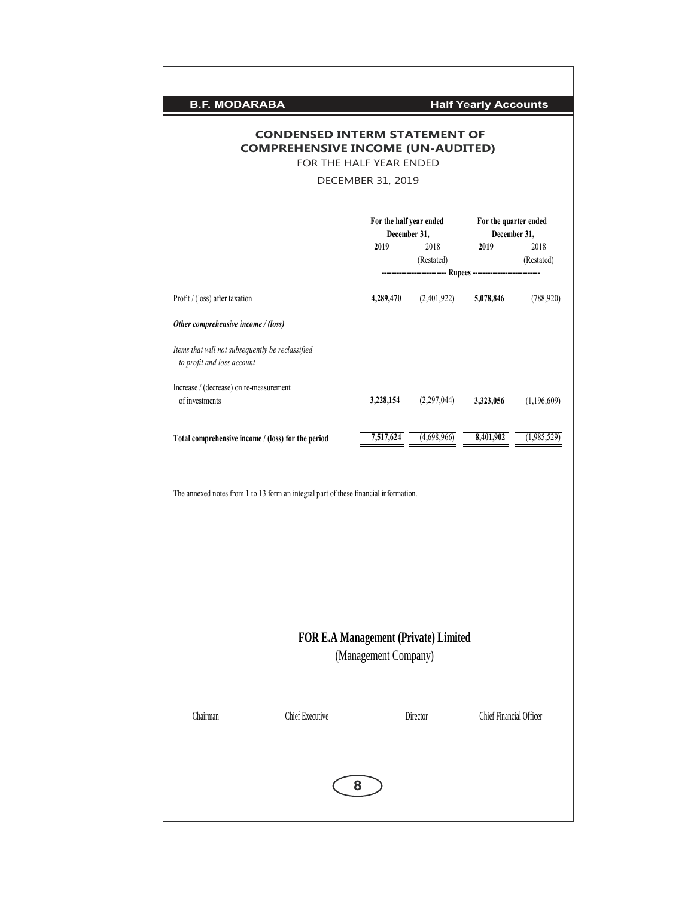## CONDENSED INTERM STATEMENT OF COMPREHENSIVE INCOME (UN-AUDITED)

FOR THE HALF YEAR ENDED

DECEMBER 31, 2019

| | For the half year ended December 31, | | For the quarter ended December 31, | |
|---|---|---|---|---|
| | **2019** | 2018 (Restated) | **2019** | 2018 (Restated) |
| | ---------- Rupees ---------- | | | |
| Profit / (loss) after taxation | **4,289,470** | (2,401,922) | **5,078,846** | (788,920) |
| ***Other comprehensive income / (loss)*** | | | | |
| *Items that will not subsequently be reclassified to profit and loss account* | | | | |
| Increase / (decrease) on re-measurement of investments | **3,228,154** | (2,297,044) | **3,323,056** | (1,196,609) |
| **Total comprehensive income / (loss) for the period** | **7,517,624** | (4,698,966) | **8,401,902** | (1,985,529) |

The annexed notes from 1 to 13 form an integral part of these financial information.

**FOR E.A Management (Private) Limited**

(Management Company)

Chairman | Chief Executive | Director | Chief Financial Officer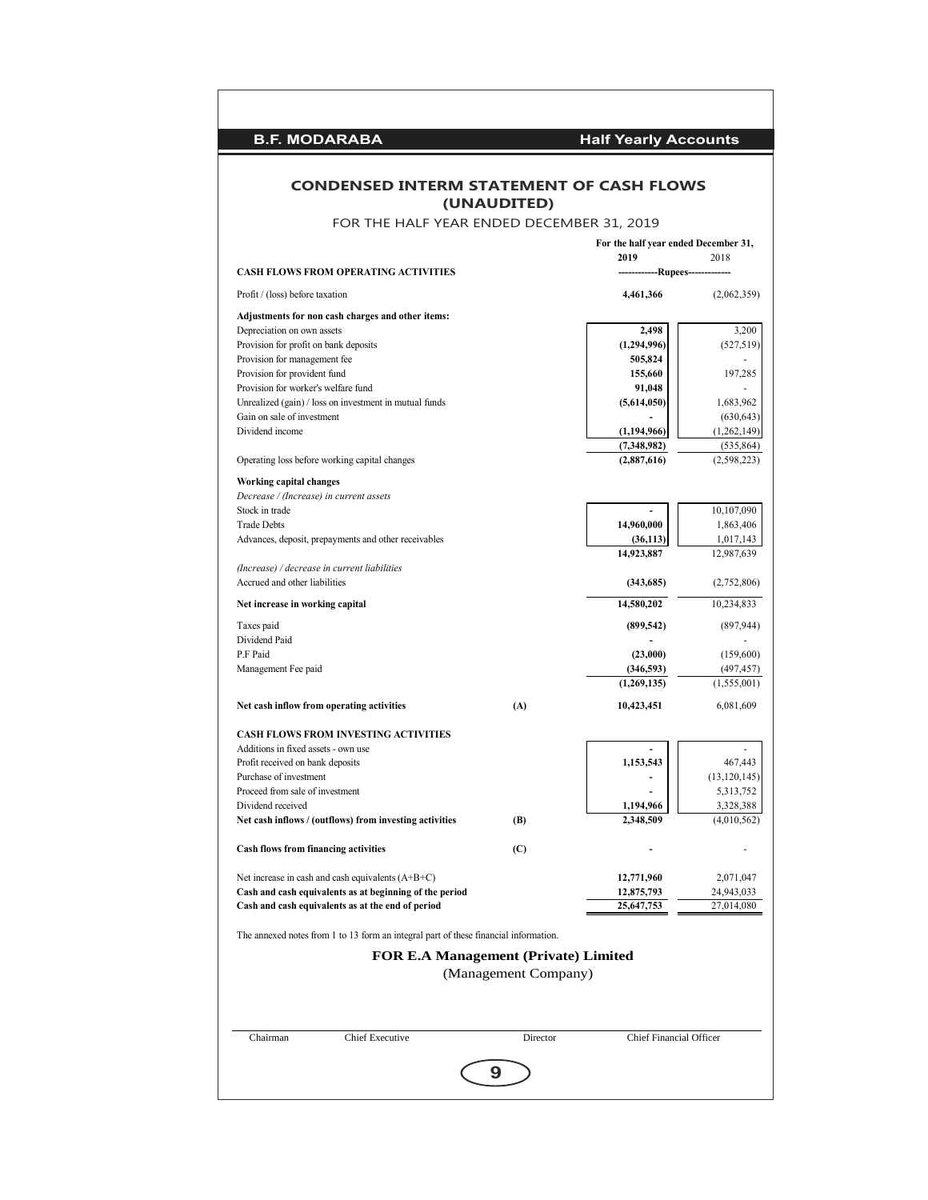## CONDENSED INTERM STATEMENT OF CASH FLOWS (UNAUDITED)

FOR THE HALF YEAR ENDED DECEMBER 31, 2019

| | | For the half year ended December 31, | |
|---|---|---|---|
| | | **2019** | 2018 |
| **CASH FLOWS FROM OPERATING ACTIVITIES** | | ------------Rupees------------ | |
| Profit / (loss) before taxation | | **4,461,366** | (2,062,359) |
| **Adjustments for non cash charges and other items:** | | | |
| Depreciation on own assets | | **2,498** | 3,200 |
| Provision for profit on bank deposits | | **(1,294,996)** | (527,519) |
| Provision for management fee | | **505,824** | - |
| Provision for provident fund | | **155,660** | 197,285 |
| Provision for worker's welfare fund | | **91,048** | - |
| Unrealized (gain) / loss on investment in mutual funds | | **(5,614,050)** | 1,683,962 |
| Gain on sale of investment | | **-** | (630,643) |
| Dividend income | | **(1,194,966)** | (1,262,149) |
| | | **(7,348,982)** | (535,864) |
| Operating loss before working capital changes | | **(2,887,616)** | (2,598,223) |
| **Working capital changes** | | | |
| *Decrease / (Increase) in current assets* | | | |
| Stock in trade | | **-** | 10,107,090 |
| Trade Debts | | **14,960,000** | 1,863,406 |
| Advances, deposit, prepayments and other receivables | | **(36,113)** | 1,017,143 |
| | | **14,923,887** | 12,987,639 |
| *(Increase) / decrease in current liabilities* | | | |
| Accrued and other liabilities | | **(343,685)** | (2,752,806) |
| **Net increase in working capital** | | **14,580,202** | 10,234,833 |
| Taxes paid | | **(899,542)** | (897,944) |
| Dividend Paid | | **-** | - |
| P.F Paid | | **(23,000)** | (159,600) |
| Management Fee paid | | **(346,593)** | (497,457) |
| | | **(1,269,135)** | (1,555,001) |
| **Net cash inflow from operating activities** | **(A)** | **10,423,451** | 6,081,609 |
| **CASH FLOWS FROM INVESTING ACTIVITIES** | | | |
| Additions in fixed assets - own use | | **-** | - |
| Profit received on bank deposits | | **1,153,543** | 467,443 |
| Purchase of investment | | **-** | (13,120,145) |
| Proceed from sale of investment | | **-** | 5,313,752 |
| Dividend received | | **1,194,966** | 3,328,388 |
| **Net cash inflows / (outflows) from investing activities** | **(B)** | **2,348,509** | (4,010,562) |
| **Cash flows from financing activities** | **(C)** | **-** | - |
| Net increase in cash and cash equivalents (A+B+C) | | **12,771,960** | 2,071,047 |
| **Cash and cash equivalents as at beginning of the period** | | **12,875,793** | 24,943,033 |
| **Cash and cash equivalents as at the end of period** | | **25,647,753** | 27,014,080 |

The annexed notes from 1 to 13 form an integral part of these financial information.

**FOR E.A Management (Private) Limited**
(Management Company)

Chairman | Chief Executive | Director | Chief Financial Officer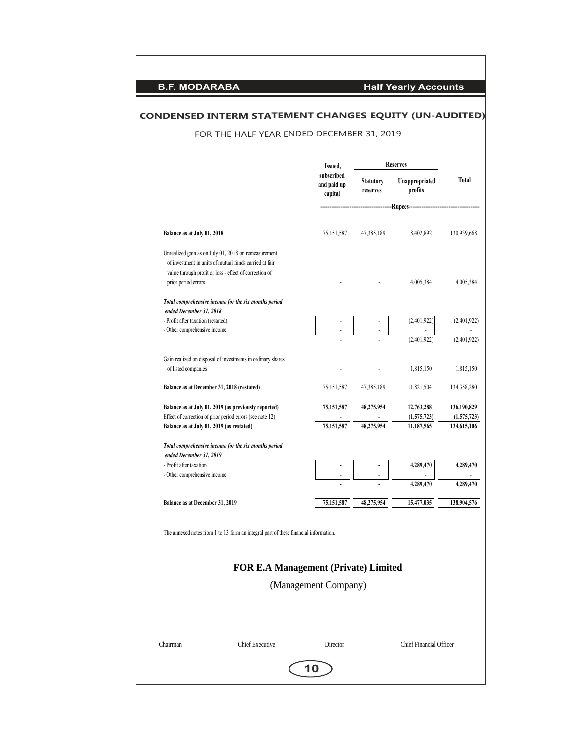## CONDENSED INTERM STATEMENT CHANGES EQUITY (UN-AUDITED)

FOR THE HALF YEAR ENDED DECEMBER 31, 2019

| | Issued, subscribed and paid up capital | Reserves | | Total |
|---|---|---|---|---|
| | | Statutory reserves | Unappropriated profits | |
| | -------------------- | ---------Rupees--------- | -------------------- | |
| **Balance as at July 01, 2018** | 75,151,587 | 47,385,189 | 8,402,892 | 130,939,668 |
| Unrealized gain as on July 01, 2018 on remeasurement of investment in units of mutual funds carried at fair value through profit or loss - effect of correction of prior period errors | - | - | 4,005,384 | 4,005,384 |
| ***Total comprehensive income for the six months period ended December 31, 2018*** | | | | |
| - Profit after taxation (restated) | - | - | (2,401,922) | (2,401,922) |
| - Other comprehensive income | - | - | - | - |
| | - | - | (2,401,922) | (2,401,922) |
| Gain realized on disposal of investments in ordinary shares of listed companies | - | - | 1,815,150 | 1,815,150 |
| **Balance as at December 31, 2018 (restated)** | 75,151,587 | 47,385,189 | 11,821,504 | 134,358,280 |
| **Balance as at July 01, 2019 (as previously reported)** | **75,151,587** | **48,275,954** | **12,763,288** | **136,190,829** |
| Effect of correction of prior period errors (see note 12) | **-** | **-** | **(1,575,723)** | **(1,575,723)** |
| **Balance as at July 01, 2019 (as restated)** | **75,151,587** | **48,275,954** | **11,187,565** | **134,615,106** |
| ***Total comprehensive income for the six months period ended December 31, 2019*** | | | | |
| - Profit after taxation | **-** | **-** | **4,289,470** | **4,289,470** |
| - Other comprehensive income | **-** | **-** | **-** | **-** |
| | **-** | **-** | **4,289,470** | **4,289,470** |
| **Balance as at December 31, 2019** | **75,151,587** | **48,275,954** | **15,477,035** | **138,904,576** |

The annexed notes from 1 to 13 form an integral part of these financial information.

**FOR E.A Management (Private) Limited**

(Management Company)

| Chairman | Chief Executive | Director | Chief Financial Officer |
|---|---|---|---|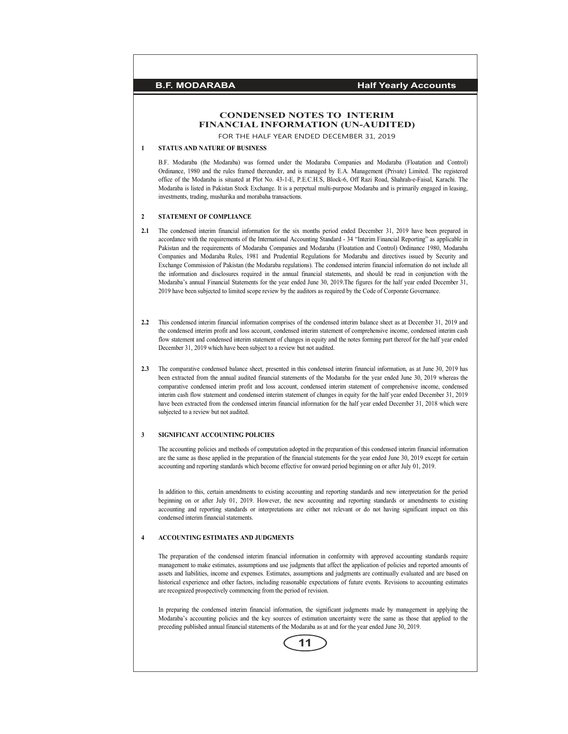# CONDENSED NOTES TO INTERIM FINANCIAL INFORMATION (UN-AUDITED)

FOR THE HALF YEAR ENDED DECEMBER 31, 2019

## 1 STATUS AND NATURE OF BUSINESS

B.F. Modaraba (the Modaraba) was formed under the Modaraba Companies and Modaraba (Floatation and Control) Ordinance, 1980 and the rules framed thereunder, and is managed by E.A. Management (Private) Limited. The registered office of the Modaraba is situated at Plot No. 43-1-E, P.E.C.H.S, Block-6, Off Razi Road, Shahrah-e-Faisal, Karachi. The Modaraba is listed in Pakistan Stock Exchange. It is a perpetual multi-purpose Modaraba and is primarily engaged in leasing, investments, trading, musharika and morabaha transactions.

## 2 STATEMENT OF COMPLIANCE

**2.1** The condensed interim financial information for the six months period ended December 31, 2019 have been prepared in accordance with the requirements of the International Accounting Standard - 34 "Interim Financial Reporting" as applicable in Pakistan and the requirements of Modaraba Companies and Modaraba (Floatation and Control) Ordinance 1980, Modaraba Companies and Modaraba Rules, 1981 and Prudential Regulations for Modaraba and directives issued by Security and Exchange Commission of Pakistan (the Modaraba regulations). The condensed interim financial information do not include all the information and disclosures required in the annual financial statements, and should be read in conjunction with the Modaraba's annual Financial Statements for the year ended June 30, 2019.The figures for the half year ended December 31, 2019 have been subjected to limited scope review by the auditors as required by the Code of Corporate Governance.

**2.2** This condensed interim financial information comprises of the condensed interim balance sheet as at December 31, 2019 and the condensed interim profit and loss account, condensed interim statement of comprehensive income, condensed interim cash flow statement and condensed interim statement of changes in equity and the notes forming part thereof for the half year ended December 31, 2019 which have been subject to a review but not audited.

**2.3** The comparative condensed balance sheet, presented in this condensed interim financial information, as at June 30, 2019 has been extracted from the annual audited financial statements of the Modaraba for the year ended June 30, 2019 whereas the comparative condensed interim profit and loss account, condensed interim statement of comprehensive income, condensed interim cash flow statement and condensed interim statement of changes in equity for the half year ended December 31, 2019 have been extracted from the condensed interim financial information for the half year ended December 31, 2018 which were subjected to a review but not audited.

## 3 SIGNIFICANT ACCOUNTING POLICIES

The accounting policies and methods of computation adopted in the preparation of this condensed interim financial information are the same as those applied in the preparation of the financial statements for the year ended June 30, 2019 except for certain accounting and reporting standards which become effective for onward period beginning on or after July 01, 2019.

In addition to this, certain amendments to existing accounting and reporting standards and new interpretation for the period beginning on or after July 01, 2019. However, the new accounting and reporting standards or amendments to existing accounting and reporting standards or interpretations are either not relevant or do not having significant impact on this condensed interim financial statements.

## 4 ACCOUNTING ESTIMATES AND JUDGMENTS

The preparation of the condensed interim financial information in conformity with approved accounting standards require management to make estimates, assumptions and use judgments that affect the application of policies and reported amounts of assets and liabilities, income and expenses. Estimates, assumptions and judgments are continually evaluated and are based on historical experience and other factors, including reasonable expectations of future events. Revisions to accounting estimates are recognized prospectively commencing from the period of revision.

In preparing the condensed interim financial information, the significant judgments made by management in applying the Modaraba's accounting policies and the key sources of estimation uncertainty were the same as those that applied to the preceding published annual financial statements of the Modaraba as at and for the year ended June 30, 2019.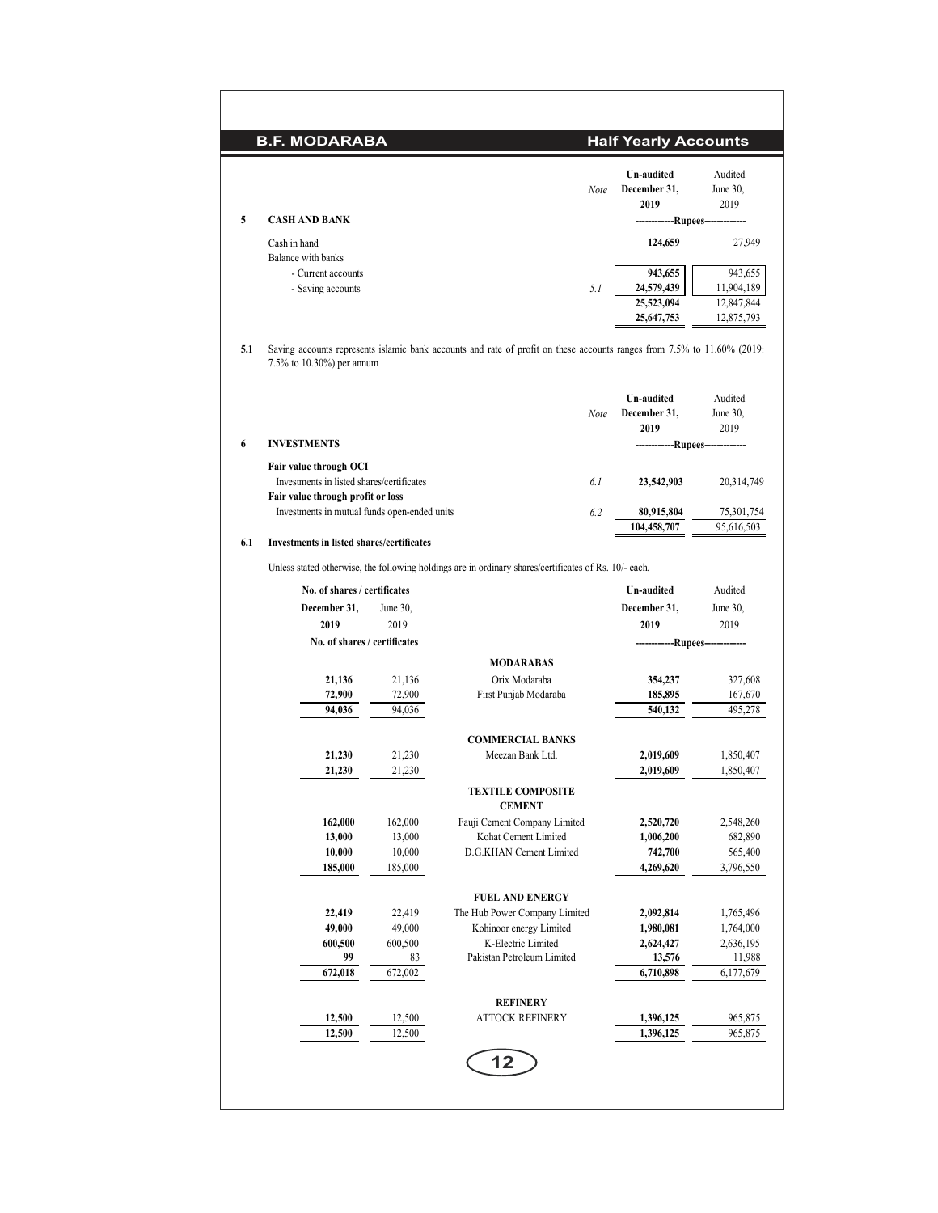| | Note | Un-audited December 31, 2019 | Audited June 30, 2019 |
|---|---|---|---|
| **5 CASH AND BANK** | | ------------Rupees------------ | |
| Cash in hand | | **124,659** | 27,949 |
| Balance with banks | | | |
| - Current accounts | | **943,655** | 943,655 |
| - Saving accounts | 5.1 | **24,579,439** | 11,904,189 |
| | | **25,523,094** | 12,847,844 |
| | | **25,647,753** | 12,875,793 |

**5.1** Saving accounts represents islamic bank accounts and rate of profit on these accounts ranges from 7.5% to 11.60% (2019: 7.5% to 10.30%) per annum

| | Note | Un-audited December 31, 2019 | Audited June 30, 2019 |
|---|---|---|---|
| **6 INVESTMENTS** | | ------------Rupees------------ | |
| **Fair value through OCI** | | | |
| Investments in listed shares/certificates | 6.1 | **23,542,903** | 20,314,749 |
| **Fair value through profit or loss** | | | |
| Investments in mutual funds open-ended units | 6.2 | **80,915,804** | 75,301,754 |
| | | **104,458,707** | 95,616,503 |

**6.1 Investments in listed shares/certificates**

Unless stated otherwise, the following holdings are in ordinary shares/certificates of Rs. 10/- each.

| No. of shares / certificates December 31, 2019 | No. of shares / certificates June 30, 2019 | | Un-audited December 31, 2019 | Audited June 30, 2019 |
|---|---|---|---|---|
| No. of shares / certificates | | | ------------Rupees------------ | |
| | | **MODARABAS** | | |
| **21,136** | 21,136 | Orix Modaraba | **354,237** | 327,608 |
| **72,900** | 72,900 | First Punjab Modaraba | **185,895** | 167,670 |
| **94,036** | 94,036 | | **540,132** | 495,278 |
| | | **COMMERCIAL BANKS** | | |
| **21,230** | 21,230 | Meezan Bank Ltd. | **2,019,609** | 1,850,407 |
| **21,230** | 21,230 | | **2,019,609** | 1,850,407 |
| | | **TEXTILE COMPOSITE** | | |
| | | **CEMENT** | | |
| **162,000** | 162,000 | Fauji Cement Company Limited | **2,520,720** | 2,548,260 |
| **13,000** | 13,000 | Kohat Cement Limited | **1,006,200** | 682,890 |
| **10,000** | 10,000 | D.G.KHAN Cement Limited | **742,700** | 565,400 |
| **185,000** | 185,000 | | **4,269,620** | 3,796,550 |
| | | **FUEL AND ENERGY** | | |
| **22,419** | 22,419 | The Hub Power Company Limited | **2,092,814** | 1,765,496 |
| **49,000** | 49,000 | Kohinoor energy Limited | **1,980,081** | 1,764,000 |
| **600,500** | 600,500 | K-Electric Limited | **2,624,427** | 2,636,195 |
| **99** | 83 | Pakistan Petroleum Limited | **13,576** | 11,988 |
| **672,018** | 672,002 | | **6,710,898** | 6,177,679 |
| | | **REFINERY** | | |
| **12,500** | 12,500 | ATTOCK REFINERY | **1,396,125** | 965,875 |
| **12,500** | 12,500 | | **1,396,125** | 965,875 |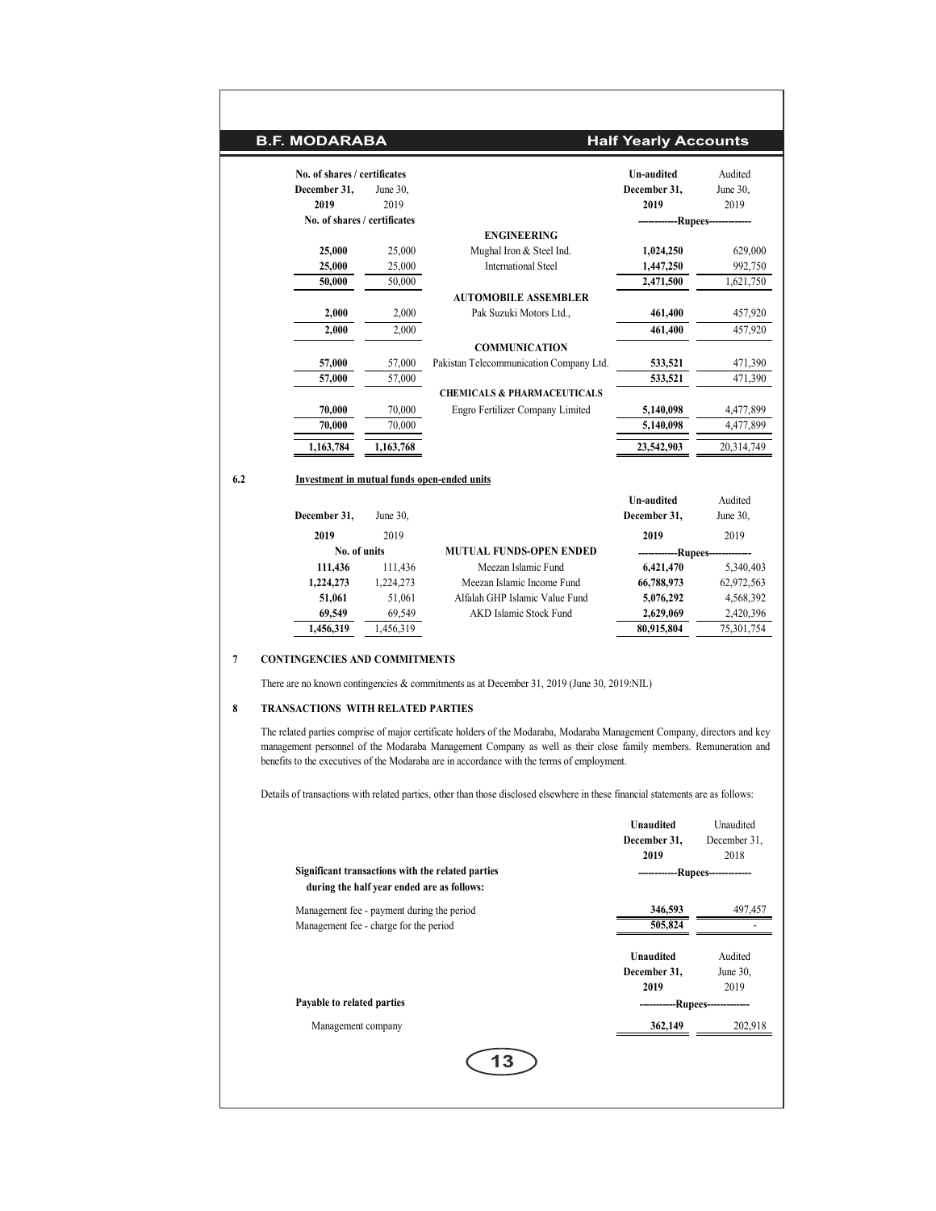| No. of shares / certificates | | | Un-audited | Audited |
|---|---|---|---|---|
| December 31, 2019 | June 30, 2019 | | December 31, 2019 | June 30, 2019 |
| No. of shares / certificates | | | ------------Rupees------------- | |
| | | **ENGINEERING** | | |
| **25,000** | 25,000 | Mughal Iron & Steel Ind. | **1,024,250** | 629,000 |
| **25,000** | 25,000 | International Steel | **1,447,250** | 992,750 |
| **50,000** | 50,000 | | **2,471,500** | 1,621,750 |
| | | **AUTOMOBILE ASSEMBLER** | | |
| **2,000** | 2,000 | Pak Suzuki Motors Ltd., | **461,400** | 457,920 |
| **2,000** | 2,000 | | **461,400** | 457,920 |
| | | **COMMUNICATION** | | |
| **57,000** | 57,000 | Pakistan Telecommunication Company Ltd. | **533,521** | 471,390 |
| **57,000** | 57,000 | | **533,521** | 471,390 |
| | | **CHEMICALS & PHARMACEUTICALS** | | |
| **70,000** | 70,000 | Engro Fertilizer Company Limited | **5,140,098** | 4,477,899 |
| **70,000** | 70,000 | | **5,140,098** | 4,477,899 |
| **1,163,784** | 1,163,768 | | **23,542,903** | 20,314,749 |

**6.2 Investment in mutual funds open-ended units**

| December 31, 2019 | June 30, 2019 | | Un-audited December 31, 2019 | Audited June 30, 2019 |
|---|---|---|---|---|
| No. of units | | **MUTUAL FUNDS-OPEN ENDED** | ------------Rupees------------- | |
| **111,436** | 111,436 | Meezan Islamic Fund | **6,421,470** | 5,340,403 |
| **1,224,273** | 1,224,273 | Meezan Islamic Income Fund | **66,788,973** | 62,972,563 |
| **51,061** | 51,061 | Alfalah GHP Islamic Value Fund | **5,076,292** | 4,568,392 |
| **69,549** | 69,549 | AKD Islamic Stock Fund | **2,629,069** | 2,420,396 |
| **1,456,319** | 1,456,319 | | **80,915,804** | 75,301,754 |

## 7 CONTINGENCIES AND COMMITMENTS

There are no known contingencies & commitments as at December 31, 2019 (June 30, 2019:NIL)

## 8 TRANSACTIONS WITH RELATED PARTIES

The related parties comprise of major certificate holders of the Modaraba, Modaraba Management Company, directors and key management personnel of the Modaraba Management Company as well as their close family members. Remuneration and benefits to the executives of the Modaraba are in accordance with the terms of employment.

Details of transactions with related parties, other than those disclosed elsewhere in these financial statements are as follows:

| | Unaudited December 31, 2019 | Unaudited December 31, 2018 |
|---|---|---|
| **Significant transactions with the related parties during the half year ended are as follows:** | ------------Rupees------------- | |
| Management fee - payment during the period | **346,593** | 497,457 |
| Management fee - charge for the period | **505,824** | - |

| | Unaudited December 31, 2019 | Audited June 30, 2019 |
|---|---|---|
| **Payable to related parties** | -----------Rupees------------- | |
| Management company | **362,149** | 202,918 |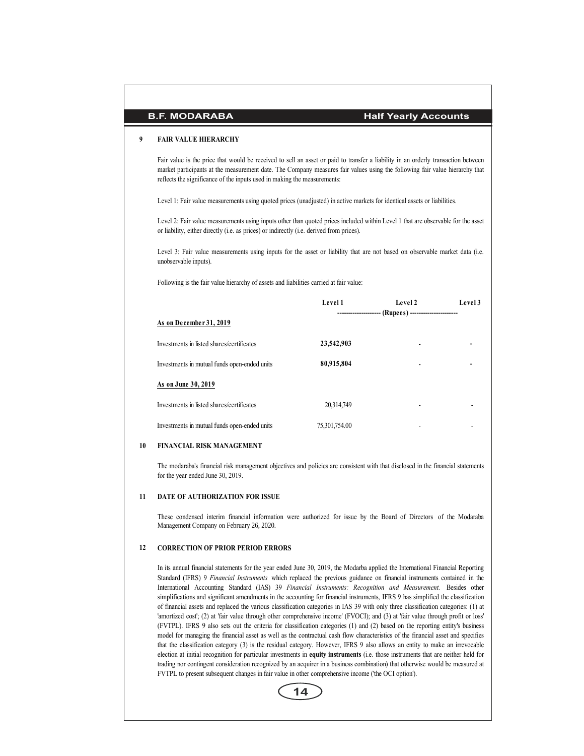## 9 FAIR VALUE HIERARCHY

Fair value is the price that would be received to sell an asset or paid to transfer a liability in an orderly transaction between market participants at the measurement date. The Company measures fair values using the following fair value hierarchy that reflects the significance of the inputs used in making the measurements:

Level 1: Fair value measurements using quoted prices (unadjusted) in active markets for identical assets or liabilities.

Level 2: Fair value measurements using inputs other than quoted prices included within Level 1 that are observable for the asset or liability, either directly (i.e. as prices) or indirectly (i.e. derived from prices).

Level 3: Fair value measurements using inputs for the asset or liability that are not based on observable market data (i.e. unobservable inputs).

Following is the fair value hierarchy of assets and liabilities carried at fair value:

| | Level 1 | Level 2 | Level 3 |
|---|---|---|---|
| | (Rupees) | | |
| **As on December 31, 2019** | | | |
| Investments in listed shares/certificates | **23,542,903** | - | - |
| Investments in mutual funds open-ended units | **80,915,804** | - | - |
| **As on June 30, 2019** | | | |
| Investments in listed shares/certificates | 20,314,749 | - | - |
| Investments in mutual funds open-ended units | 75,301,754.00 | - | - |

## 10 FINANCIAL RISK MANAGEMENT

The modaraba's financial risk management objectives and policies are consistent with that disclosed in the financial statements for the year ended June 30, 2019.

## 11 DATE OF AUTHORIZATION FOR ISSUE

These condensed interim financial information were authorized for issue by the Board of Directors of the Modaraba Management Company on February 26, 2020.

## 12 CORRECTION OF PRIOR PERIOD ERRORS

In its annual financial statements for the year ended June 30, 2019, the Modarba applied the International Financial Reporting Standard (IFRS) 9 *Financial Instruments* which replaced the previous guidance on financial instruments contained in the International Accounting Standard (IAS) 39 *Financial Instruments: Recognition and Measurement.* Besides other simplifications and significant amendments in the accounting for financial instruments, IFRS 9 has simplified the classification of financial assets and replaced the various classification categories in IAS 39 with only three classification categories: (1) at 'amortized cost'; (2) at 'fair value through other comprehensive income' (FVOCI); and (3) at 'fair value through profit or loss' (FVTPL). IFRS 9 also sets out the criteria for classification categories (1) and (2) based on the reporting entity's business model for managing the financial asset as well as the contractual cash flow characteristics of the financial asset and specifies that the classification category (3) is the residual category. However, IFRS 9 also allows an entity to make an irrevocable election at initial recognition for particular investments in **equity instruments** (i.e. those instruments that are neither held for trading nor contingent consideration recognized by an acquirer in a business combination) that otherwise would be measured at FVTPL to present subsequent changes in fair value in other comprehensive income ('the OCI option').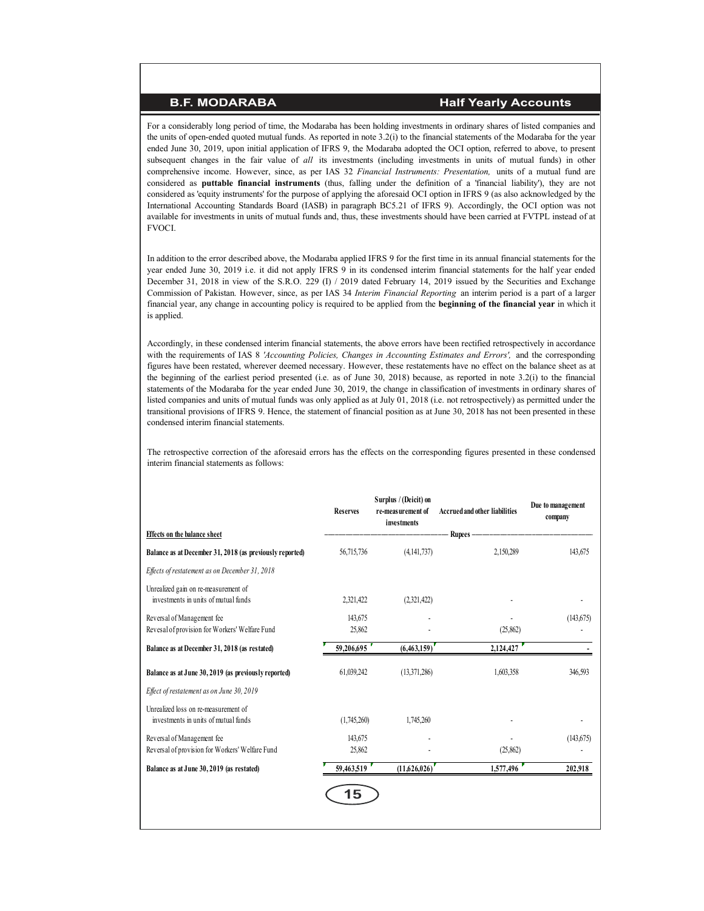For a considerably long period of time, the Modaraba has been holding investments in ordinary shares of listed companies and the units of open-ended quoted mutual funds. As reported in note 3.2(i) to the financial statements of the Modaraba for the year ended June 30, 2019, upon initial application of IFRS 9, the Modaraba adopted the OCI option, referred to above, to present subsequent changes in the fair value of *all* its investments (including investments in units of mutual funds) in other comprehensive income. However, since, as per IAS 32 *Financial Instruments: Presentation,* units of a mutual fund are considered as **puttable financial instruments** (thus, falling under the definition of a 'financial liability'), they are not considered as 'equity instruments' for the purpose of applying the aforesaid OCI option in IFRS 9 (as also acknowledged by the International Accounting Standards Board (IASB) in paragraph BC5.21 of IFRS 9). Accordingly, the OCI option was not available for investments in units of mutual funds and, thus, these investments should have been carried at FVTPL instead of at FVOCI.

In addition to the error described above, the Modaraba applied IFRS 9 for the first time in its annual financial statements for the year ended June 30, 2019 i.e. it did not apply IFRS 9 in its condensed interim financial statements for the half year ended December 31, 2018 in view of the S.R.O. 229 (I) / 2019 dated February 14, 2019 issued by the Securities and Exchange Commission of Pakistan. However, since, as per IAS 34 *Interim Financial Reporting* an interim period is a part of a larger financial year, any change in accounting policy is required to be applied from the **beginning of the financial year** in which it is applied.

Accordingly, in these condensed interim financial statements, the above errors have been rectified retrospectively in accordance with the requirements of IAS 8 *'Accounting Policies, Changes in Accounting Estimates and Errors',* and the corresponding figures have been restated, wherever deemed necessary. However, these restatements have no effect on the balance sheet as at the beginning of the earliest period presented (i.e. as of June 30, 2018) because, as reported in note 3.2(i) to the financial statements of the Modaraba for the year ended June 30, 2019, the change in classification of investments in ordinary shares of listed companies and units of mutual funds was only applied as at July 01, 2018 (i.e. not retrospectively) as permitted under the transitional provisions of IFRS 9. Hence, the statement of financial position as at June 30, 2018 has not been presented in these condensed interim financial statements.

The retrospective correction of the aforesaid errors has the effects on the corresponding figures presented in these condensed interim financial statements as follows:

| | Reserves | Surplus / (Deicit) on re-measurement of investments | Accrued and other liabilities | Due to management company |
|---|---|---|---|---|
| **Effects on the balance sheet** | Rupees | | | |
| **Balance as at December 31, 2018 (as previously reported)** | 56,715,736 | (4,141,737) | 2,150,289 | 143,675 |
| *Effects of restatement as on December 31, 2018* | | | | |
| Unrealized gain on re-measurement of investments in units of mutual funds | 2,321,422 | (2,321,422) | - | - |
| Reversal of Management fee | 143,675 | - | - | (143,675) |
| Revesal of provision for Workers' Welfare Fund | 25,862 | - | (25,862) | - |
| **Balance as at December 31, 2018 (as restated)** | **59,206,695** | **(6,463,159)** | **2,124,427** | **-** |
| **Balance as at June 30, 2019 (as previously reported)** | 61,039,242 | (13,371,286) | 1,603,358 | 346,593 |
| *Effect of restatement as on June 30, 2019* | | | | |
| Unrealized loss on re-measurement of investments in units of mutual funds | (1,745,260) | 1,745,260 | - | - |
| Reversal of Management fee | 143,675 | - | - | (143,675) |
| Reversal of provision for Workers' Welfare Fund | 25,862 | - | (25,862) | - |
| **Balance as at June 30, 2019 (as restated)** | **59,463,519** | **(11,626,026)** | **1,577,496** | **202,918** |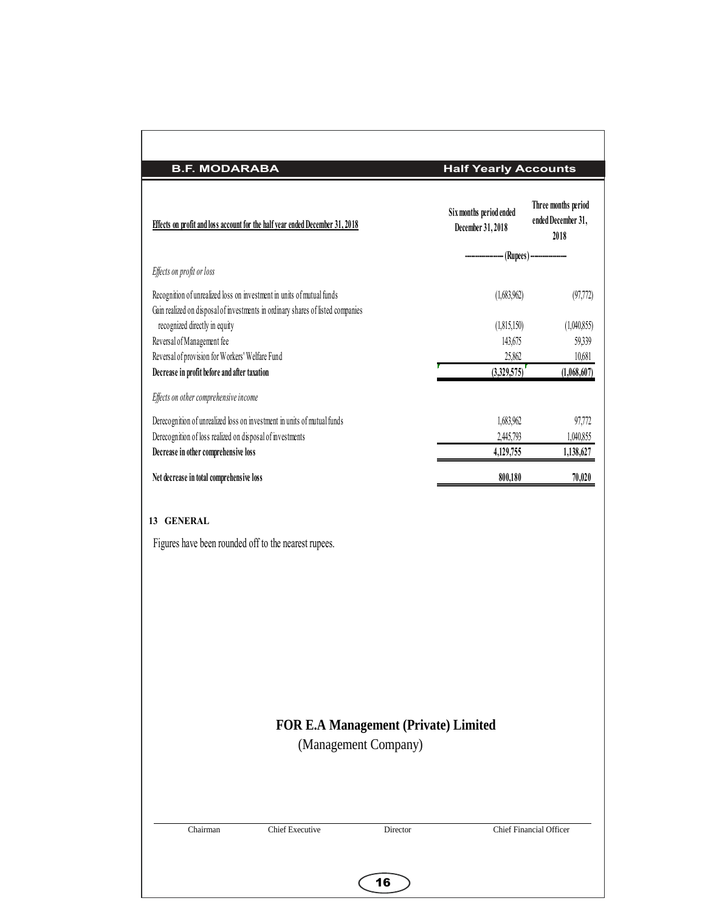| Effects on profit and loss account for the half year ended December 31, 2018 | Six months period ended December 31, 2018 | Three months period ended December 31, 2018 |
|---|---|---|
| | ---------------- (Rupees) ---------------- | |
| *Effects on profit or loss* | | |
| Recognition of unrealized loss on investment in units of mutual funds | (1,683,962) | (97,772) |
| Gain realized on disposal of investments in ordinary shares of listed companies recognized directly in equity | (1,815,150) | (1,040,855) |
| Reversal of Management fee | 143,675 | 59,339 |
| Reversal of provision for Workers' Welfare Fund | 25,862 | 10,681 |
| **Decrease in profit before and after taxation** | **(3,329,575)** | **(1,068,607)** |
| *Effects on other comprehensive income* | | |
| Derecognition of unrealized loss on investment in units of mutual funds | 1,683,962 | 97,772 |
| Derecognition of loss realized on disposal of investments | 2,445,793 | 1,040,855 |
| **Decrease in other comprehensive loss** | **4,129,755** | **1,138,627** |
| **Net decrease in total comprehensive loss** | **800,180** | **70,020** |

## 13 GENERAL

Figures have been rounded off to the nearest rupees.

**FOR E.A Management (Private) Limited**

(Management Company)

Chairman Chief Executive Director Chief Financial Officer